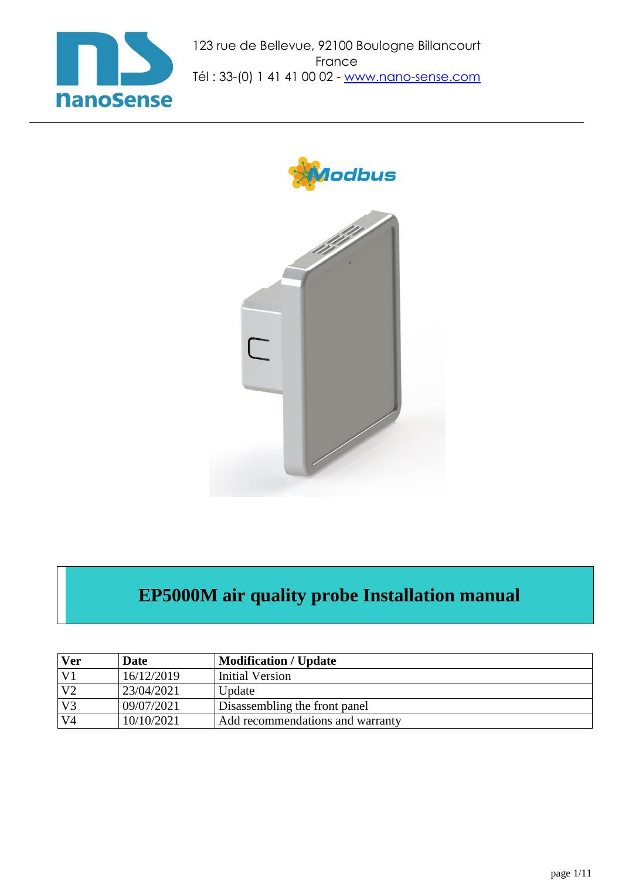123 rue de Bellevue, 92100 Boulogne Billancourt
France
Tél : 33-(0) 1 41 41 00 02 - www.nano-sense.com

# EP5000M air quality probe Installation manual

| Ver | Date | Modification / Update |
|---|---|---|
| V1 | 16/12/2019 | Initial Version |
| V2 | 23/04/2021 | Update |
| V3 | 09/07/2021 | Disassembling the front panel |
| V4 | 10/10/2021 | Add recommendations and warranty |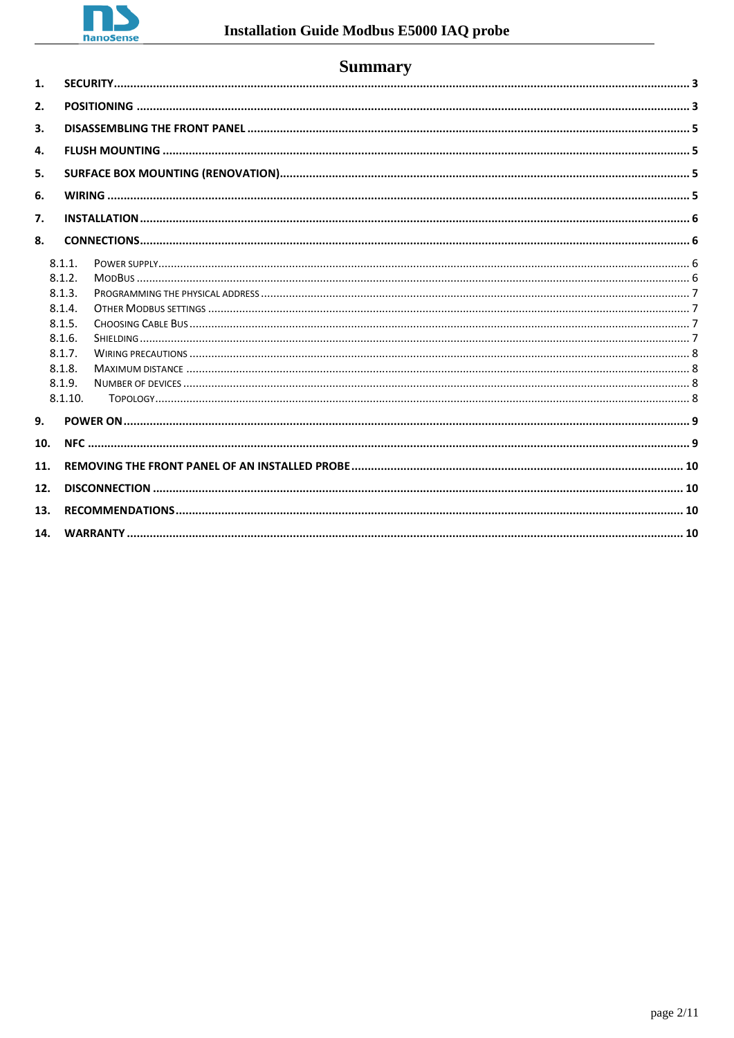# Summary

1. **SECURITY** ........ 3
2. **POSITIONING** ........ 3
3. **DISASSEMBLING THE FRONT PANEL** ........ 5
4. **FLUSH MOUNTING** ........ 5
5. **SURFACE BOX MOUNTING (RENOVATION)** ........ 5
6. **WIRING** ........ 5
7. **INSTALLATION** ........ 6
8. **CONNECTIONS** ........ 6
   - 8.1.1. Power supply ........ 6
   - 8.1.2. ModBus ........ 6
   - 8.1.3. Programming the physical address ........ 7
   - 8.1.4. Other Modbus settings ........ 7
   - 8.1.5. Choosing Cable Bus ........ 7
   - 8.1.6. Shielding ........ 7
   - 8.1.7. Wiring precautions ........ 8
   - 8.1.8. Maximum distance ........ 8
   - 8.1.9. Number of devices ........ 8
   - 8.1.10. Topology ........ 8
9. **POWER ON** ........ 9
10. **NFC** ........ 9
11. **REMOVING THE FRONT PANEL OF AN INSTALLED PROBE** ........ 10
12. **DISCONNECTION** ........ 10
13. **RECOMMENDATIONS** ........ 10
14. **WARRANTY** ........ 10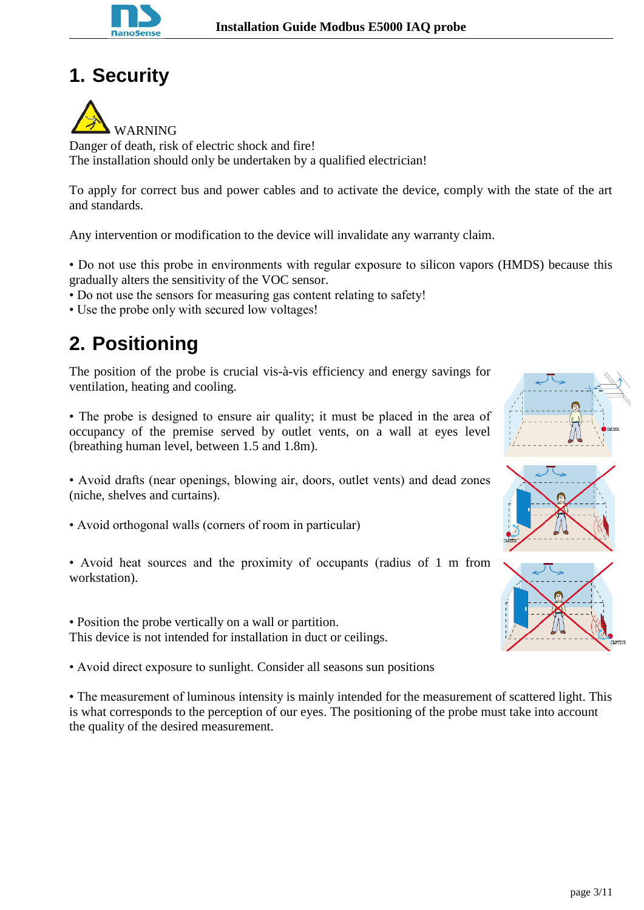# 1. Security

WARNING

Danger of death, risk of electric shock and fire!
The installation should only be undertaken by a qualified electrician!

To apply for correct bus and power cables and to activate the device, comply with the state of the art and standards.

Any intervention or modification to the device will invalidate any warranty claim.

- Do not use this probe in environments with regular exposure to silicon vapors (HMDS) because this gradually alters the sensitivity of the VOC sensor.
- Do not use the sensors for measuring gas content relating to safety!
- Use the probe only with secured low voltages!

# 2. Positioning

The position of the probe is crucial vis-à-vis efficiency and energy savings for ventilation, heating and cooling.

- The probe is designed to ensure air quality; it must be placed in the area of occupancy of the premise served by outlet vents, on a wall at eyes level (breathing human level, between 1.5 and 1.8m).

- Avoid drafts (near openings, blowing air, doors, outlet vents) and dead zones (niche, shelves and curtains).

- Avoid orthogonal walls (corners of room in particular)

- Avoid heat sources and the proximity of occupants (radius of 1 m from workstation).

- Position the probe vertically on a wall or partition.
This device is not intended for installation in duct or ceilings.

- Avoid direct exposure to sunlight. Consider all seasons sun positions

- The measurement of luminous intensity is mainly intended for the measurement of scattered light. This is what corresponds to the perception of our eyes. The positioning of the probe must take into account the quality of the desired measurement.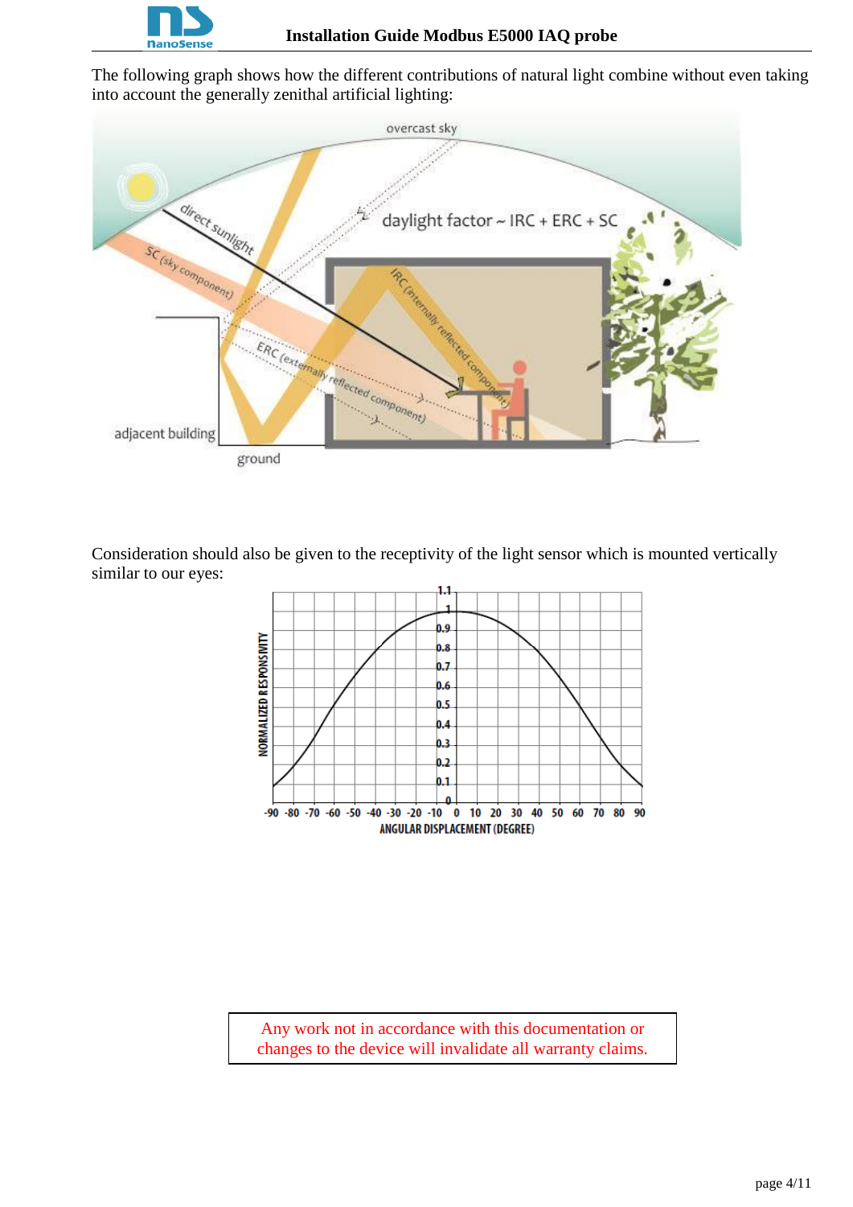The following graph shows how the different contributions of natural light combine without even taking into account the generally zenithal artificial lighting:

overcast sky

direct sunlight

daylight factor ~ IRC + ERC + SC

SC (sky component)

IRC (internally reflected component)

ERC (externally reflected component)

adjacent building

ground

Consideration should also be given to the receptivity of the light sensor which is mounted vertically similar to our eyes:

NORMALIZED RESPONSIVITY

1.1
1
0.9
0.8
0.7
0.6
0.5
0.4
0.3
0.2
0.1
0

-90 -80 -70 -60 -50 -40 -30 -20 -10 0 10 20 30 40 50 60 70 80 90

ANGULAR DISPLACEMENT (DEGREE)

Any work not in accordance with this documentation or changes to the device will invalidate all warranty claims.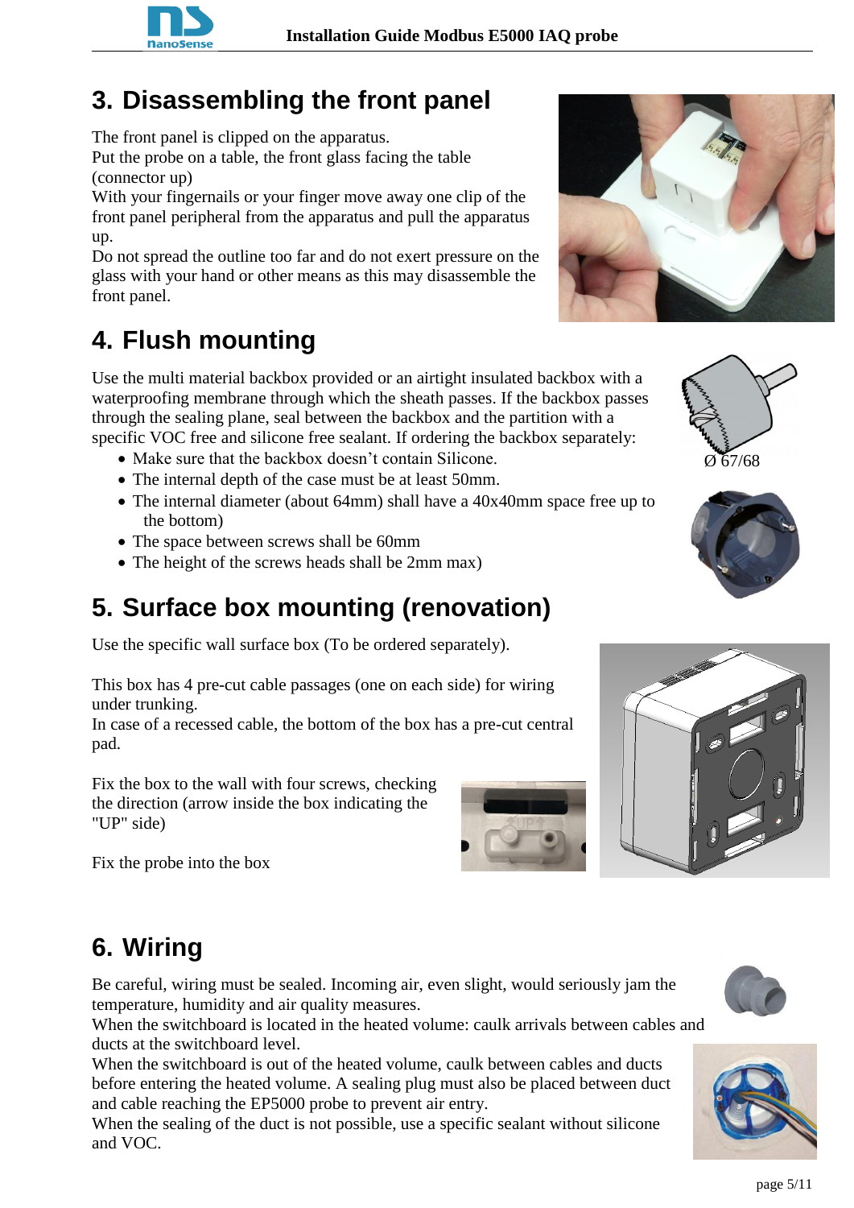## 3. Disassembling the front panel

The front panel is clipped on the apparatus.
Put the probe on a table, the front glass facing the table (connector up)
With your fingernails or your finger move away one clip of the front panel peripheral from the apparatus and pull the apparatus up.
Do not spread the outline too far and do not exert pressure on the glass with your hand or other means as this may disassemble the front panel.

## 4. Flush mounting

Use the multi material backbox provided or an airtight insulated backbox with a waterproofing membrane through which the sheath passes. If the backbox passes through the sealing plane, seal between the backbox and the partition with a specific VOC free and silicone free sealant. If ordering the backbox separately:

- Make sure that the backbox doesn't contain Silicone.
- The internal depth of the case must be at least 50mm.
- The internal diameter (about 64mm) shall have a 40x40mm space free up to the bottom)
- The space between screws shall be 60mm
- The height of the screws heads shall be 2mm max)

Ø 67/68

## 5. Surface box mounting (renovation)

Use the specific wall surface box (To be ordered separately).

This box has 4 pre-cut cable passages (one on each side) for wiring under trunking.
In case of a recessed cable, the bottom of the box has a pre-cut central pad.

Fix the box to the wall with four screws, checking the direction (arrow inside the box indicating the "UP" side)

Fix the probe into the box

## 6. Wiring

Be careful, wiring must be sealed. Incoming air, even slight, would seriously jam the temperature, humidity and air quality measures.
When the switchboard is located in the heated volume: caulk arrivals between cables and ducts at the switchboard level.
When the switchboard is out of the heated volume, caulk between cables and ducts before entering the heated volume. A sealing plug must also be placed between duct and cable reaching the EP5000 probe to prevent air entry.
When the sealing of the duct is not possible, use a specific sealant without silicone and VOC.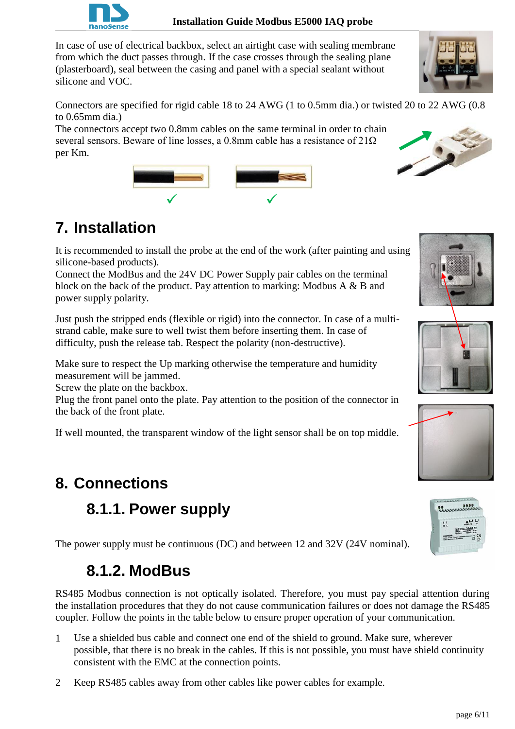In case of use of electrical backbox, select an airtight case with sealing membrane from which the duct passes through. If the case crosses through the sealing plane (plasterboard), seal between the casing and panel with a special sealant without silicone and VOC.

Connectors are specified for rigid cable 18 to 24 AWG (1 to 0.5mm dia.) or twisted 20 to 22 AWG (0.8 to 0.65mm dia.)
The connectors accept two 0.8mm cables on the same terminal in order to chain several sensors. Beware of line losses, a 0.8mm cable has a resistance of 21Ω per Km.

✓ ✓

# 7. Installation

It is recommended to install the probe at the end of the work (after painting and using silicone-based products).
Connect the ModBus and the 24V DC Power Supply pair cables on the terminal block on the back of the product. Pay attention to marking: Modbus A & B and power supply polarity.

Just push the stripped ends (flexible or rigid) into the connector. In case of a multi-strand cable, make sure to well twist them before inserting them. In case of difficulty, push the release tab. Respect the polarity (non-destructive).

Make sure to respect the Up marking otherwise the temperature and humidity measurement will be jammed.
Screw the plate on the backbox.
Plug the front panel onto the plate. Pay attention to the position of the connector in the back of the front plate.

If well mounted, the transparent window of the light sensor shall be on top middle.

# 8. Connections

## 8.1.1. Power supply

The power supply must be continuous (DC) and between 12 and 32V (24V nominal).

## 8.1.2. ModBus

RS485 Modbus connection is not optically isolated. Therefore, you must pay special attention during the installation procedures that they do not cause communication failures or does not damage the RS485 coupler. Follow the points in the table below to ensure proper operation of your communication.

1. Use a shielded bus cable and connect one end of the shield to ground. Make sure, wherever possible, that there is no break in the cables. If this is not possible, you must have shield continuity consistent with the EMC at the connection points.
2. Keep RS485 cables away from other cables like power cables for example.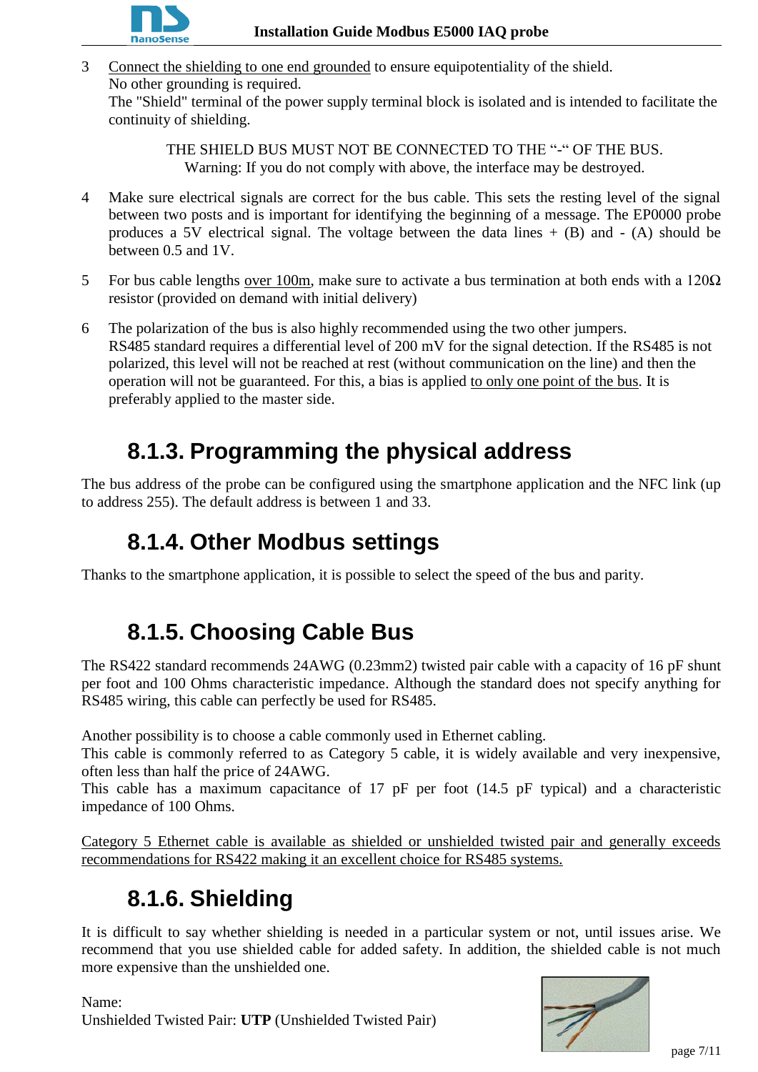3. Connect the shielding to one end grounded to ensure equipotentiality of the shield.
   No other grounding is required.
   The "Shield" terminal of the power supply terminal block is isolated and is intended to facilitate the continuity of shielding.

   THE SHIELD BUS MUST NOT BE CONNECTED TO THE "-" OF THE BUS.
   Warning: If you do not comply with above, the interface may be destroyed.

4. Make sure electrical signals are correct for the bus cable. This sets the resting level of the signal between two posts and is important for identifying the beginning of a message. The EP0000 probe produces a 5V electrical signal. The voltage between the data lines + (B) and - (A) should be between 0.5 and 1V.

5. For bus cable lengths over 100m, make sure to activate a bus termination at both ends with a 120Ω resistor (provided on demand with initial delivery)

6. The polarization of the bus is also highly recommended using the two other jumpers.
   RS485 standard requires a differential level of 200 mV for the signal detection. If the RS485 is not polarized, this level will not be reached at rest (without communication on the line) and then the operation will not be guaranteed. For this, a bias is applied to only one point of the bus. It is preferably applied to the master side.

### 8.1.3. Programming the physical address

The bus address of the probe can be configured using the smartphone application and the NFC link (up to address 255). The default address is between 1 and 33.

### 8.1.4. Other Modbus settings

Thanks to the smartphone application, it is possible to select the speed of the bus and parity.

### 8.1.5. Choosing Cable Bus

The RS422 standard recommends 24AWG (0.23mm2) twisted pair cable with a capacity of 16 pF shunt per foot and 100 Ohms characteristic impedance. Although the standard does not specify anything for RS485 wiring, this cable can perfectly be used for RS485.

Another possibility is to choose a cable commonly used in Ethernet cabling.
This cable is commonly referred to as Category 5 cable, it is widely available and very inexpensive, often less than half the price of 24AWG.
This cable has a maximum capacitance of 17 pF per foot (14.5 pF typical) and a characteristic impedance of 100 Ohms.

Category 5 Ethernet cable is available as shielded or unshielded twisted pair and generally exceeds recommendations for RS422 making it an excellent choice for RS485 systems.

### 8.1.6. Shielding

It is difficult to say whether shielding is needed in a particular system or not, until issues arise. We recommend that you use shielded cable for added safety. In addition, the shielded cable is not much more expensive than the unshielded one.

Name:
Unshielded Twisted Pair: **UTP** (Unshielded Twisted Pair)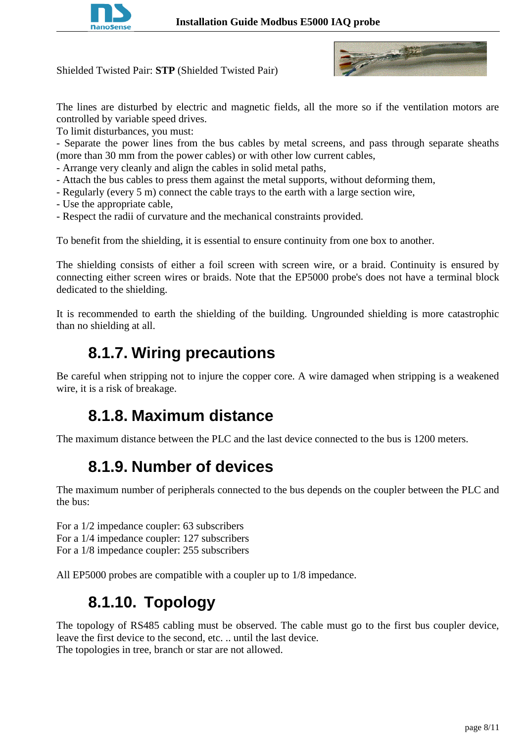Shielded Twisted Pair: **STP** (Shielded Twisted Pair)

The lines are disturbed by electric and magnetic fields, all the more so if the ventilation motors are controlled by variable speed drives.
To limit disturbances, you must:
- Separate the power lines from the bus cables by metal screens, and pass through separate sheaths (more than 30 mm from the power cables) or with other low current cables,
- Arrange very cleanly and align the cables in solid metal paths,
- Attach the bus cables to press them against the metal supports, without deforming them,
- Regularly (every 5 m) connect the cable trays to the earth with a large section wire,
- Use the appropriate cable,
- Respect the radii of curvature and the mechanical constraints provided.

To benefit from the shielding, it is essential to ensure continuity from one box to another.

The shielding consists of either a foil screen with screen wire, or a braid. Continuity is ensured by connecting either screen wires or braids. Note that the EP5000 probe's does not have a terminal block dedicated to the shielding.

It is recommended to earth the shielding of the building. Ungrounded shielding is more catastrophic than no shielding at all.

### 8.1.7. Wiring precautions

Be careful when stripping not to injure the copper core. A wire damaged when stripping is a weakened wire, it is a risk of breakage.

### 8.1.8. Maximum distance

The maximum distance between the PLC and the last device connected to the bus is 1200 meters.

### 8.1.9. Number of devices

The maximum number of peripherals connected to the bus depends on the coupler between the PLC and the bus:

For a 1/2 impedance coupler: 63 subscribers
For a 1/4 impedance coupler: 127 subscribers
For a 1/8 impedance coupler: 255 subscribers

All EP5000 probes are compatible with a coupler up to 1/8 impedance.

### 8.1.10. Topology

The topology of RS485 cabling must be observed. The cable must go to the first bus coupler device, leave the first device to the second, etc. .. until the last device.
The topologies in tree, branch or star are not allowed.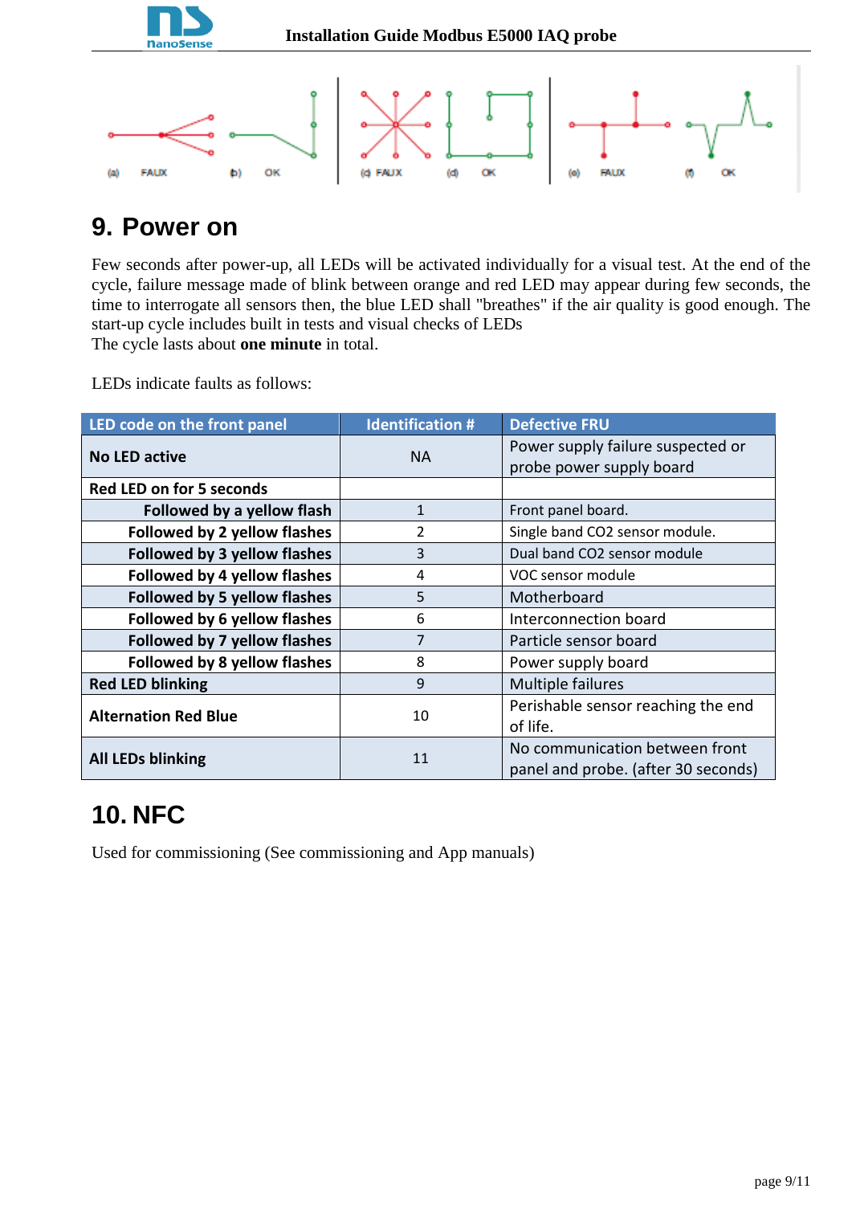(a) FAUX (b) OK (c) FAUX (d) OK (e) FAUX (f) OK

## 9. Power on

Few seconds after power-up, all LEDs will be activated individually for a visual test. At the end of the cycle, failure message made of blink between orange and red LED may appear during few seconds, the time to interrogate all sensors then, the blue LED shall "breathes" if the air quality is good enough. The start-up cycle includes built in tests and visual checks of LEDs
The cycle lasts about **one minute** in total.

LEDs indicate faults as follows:

| LED code on the front panel | Identification # | Defective FRU |
|---|---|---|
| **No LED active** | NA | Power supply failure suspected or probe power supply board |
| **Red LED on for 5 seconds** | | |
| **Followed by a yellow flash** | 1 | Front panel board. |
| **Followed by 2 yellow flashes** | 2 | Single band CO2 sensor module. |
| **Followed by 3 yellow flashes** | 3 | Dual band CO2 sensor module |
| **Followed by 4 yellow flashes** | 4 | VOC sensor module |
| **Followed by 5 yellow flashes** | 5 | Motherboard |
| **Followed by 6 yellow flashes** | 6 | Interconnection board |
| **Followed by 7 yellow flashes** | 7 | Particle sensor board |
| **Followed by 8 yellow flashes** | 8 | Power supply board |
| **Red LED blinking** | 9 | Multiple failures |
| **Alternation Red Blue** | 10 | Perishable sensor reaching the end of life. |
| **All LEDs blinking** | 11 | No communication between front panel and probe. (after 30 seconds) |

## 10. NFC

Used for commissioning (See commissioning and App manuals)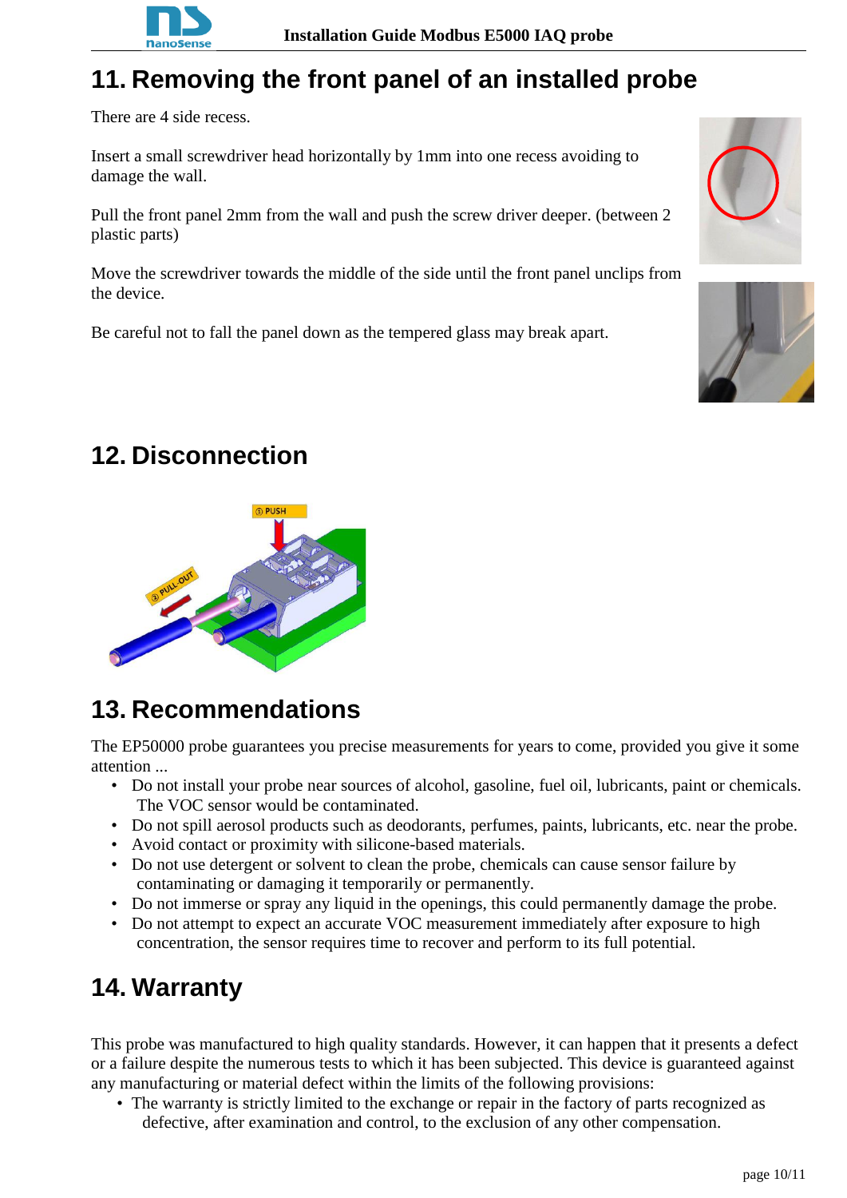# 11. Removing the front panel of an installed probe

There are 4 side recess.

Insert a small screwdriver head horizontally by 1mm into one recess avoiding to damage the wall.

Pull the front panel 2mm from the wall and push the screw driver deeper. (between 2 plastic parts)

Move the screwdriver towards the middle of the side until the front panel unclips from the device.

Be careful not to fall the panel down as the tempered glass may break apart.

# 12. Disconnection

① PUSH

② PULL-OUT

# 13. Recommendations

The EP50000 probe guarantees you precise measurements for years to come, provided you give it some attention ...

- Do not install your probe near sources of alcohol, gasoline, fuel oil, lubricants, paint or chemicals. The VOC sensor would be contaminated.
- Do not spill aerosol products such as deodorants, perfumes, paints, lubricants, etc. near the probe.
- Avoid contact or proximity with silicone-based materials.
- Do not use detergent or solvent to clean the probe, chemicals can cause sensor failure by contaminating or damaging it temporarily or permanently.
- Do not immerse or spray any liquid in the openings, this could permanently damage the probe.
- Do not attempt to expect an accurate VOC measurement immediately after exposure to high concentration, the sensor requires time to recover and perform to its full potential.

# 14. Warranty

This probe was manufactured to high quality standards. However, it can happen that it presents a defect or a failure despite the numerous tests to which it has been subjected. This device is guaranteed against any manufacturing or material defect within the limits of the following provisions:

- The warranty is strictly limited to the exchange or repair in the factory of parts recognized as defective, after examination and control, to the exclusion of any other compensation.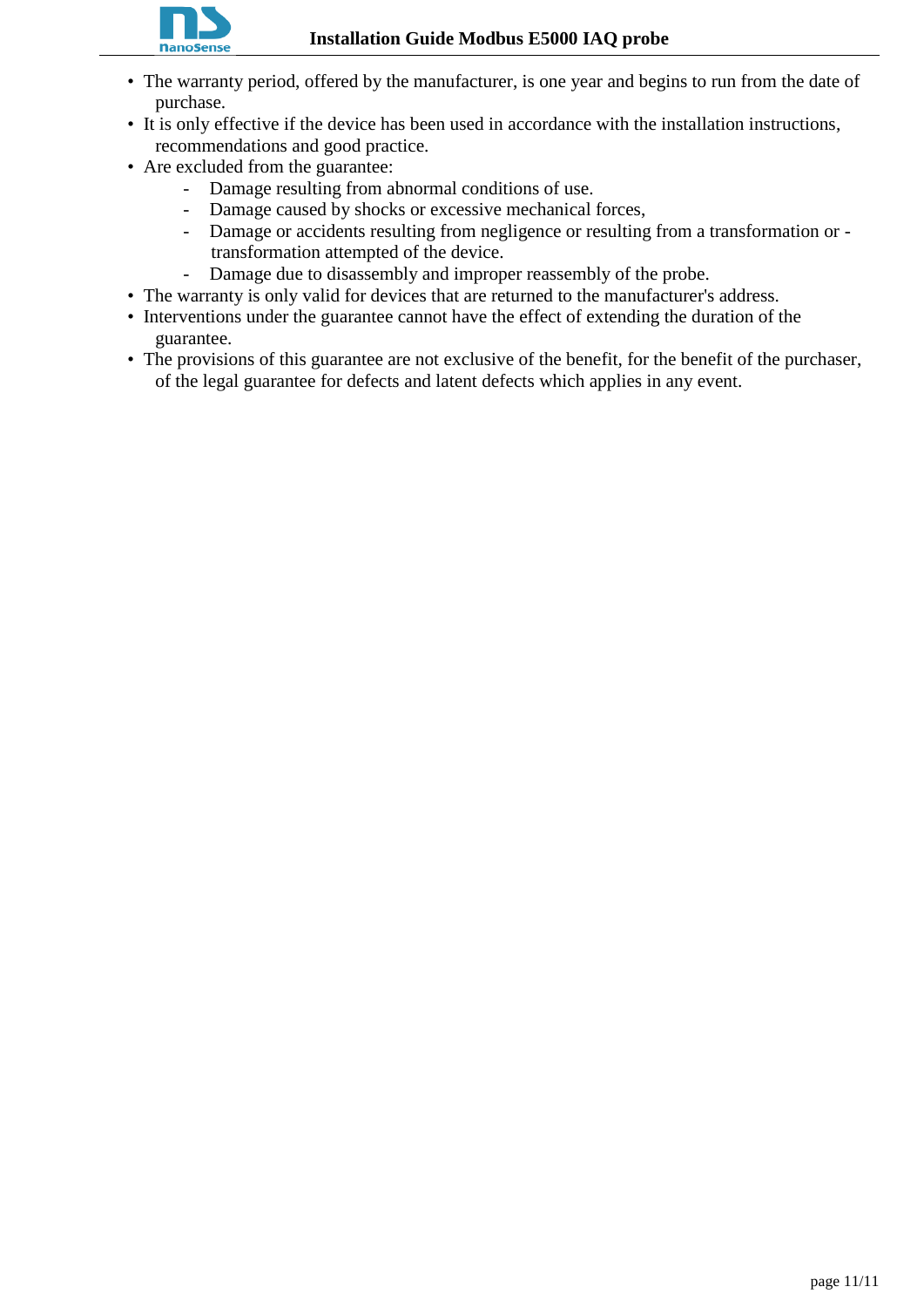- The warranty period, offered by the manufacturer, is one year and begins to run from the date of purchase.
- It is only effective if the device has been used in accordance with the installation instructions, recommendations and good practice.
- Are excluded from the guarantee:
  - Damage resulting from abnormal conditions of use.
  - Damage caused by shocks or excessive mechanical forces,
  - Damage or accidents resulting from negligence or resulting from a transformation or - transformation attempted of the device.
  - Damage due to disassembly and improper reassembly of the probe.
- The warranty is only valid for devices that are returned to the manufacturer's address.
- Interventions under the guarantee cannot have the effect of extending the duration of the guarantee.
- The provisions of this guarantee are not exclusive of the benefit, for the benefit of the purchaser, of the legal guarantee for defects and latent defects which applies in any event.